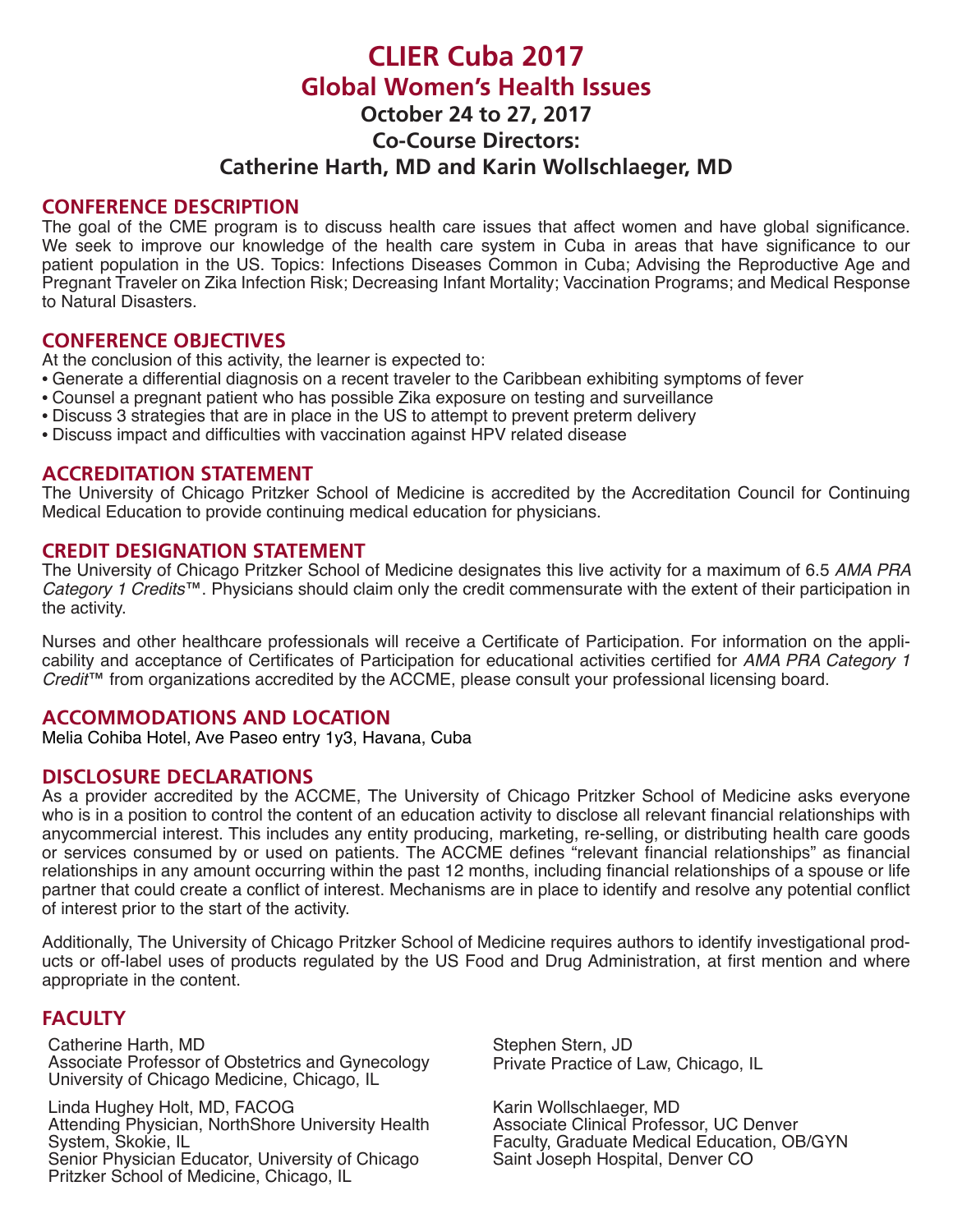# CLIER Cuba 2017

## Global Women's Health Issues

### October 24 to 27, 2017

### Co-Course Directors:

### Catherine Harth, MD and Karin Wollschlaeger, MD

## CONFERENCE DESCRIPTION

The goal of the CME program is to discuss health care issues that affect women and have global significance. We seek to improve our knowledge of the health care system in Cuba in areas that have significance to our patient population in the US. Topics: Infections Diseases Common in Cuba; Advising the Reproductive Age and Pregnant Traveler on Zika Infection Risk; Decreasing Infant Mortality; Vaccination Programs; and Medical Response to Natural Disasters.

## CONFERENCE OBJECTIVES

At the conclusion of this activity, the learner is expected to:

- Generate a differential diagnosis on a recent traveler to the Caribbean exhibiting symptoms of fever
- Counsel a pregnant patient who has possible Zika exposure on testing and surveillance
- Discuss 3 strategies that are in place in the US to attempt to prevent preterm delivery
- Discuss impact and difficulties with vaccination against HPV related disease

## ACCREDITATION STATEMENT

The University of Chicago Pritzker School of Medicine is accredited by the Accreditation Council for Continuing Medical Education to provide continuing medical education for physicians.

## CREDIT DESIGNATION STATEMENT

The University of Chicago Pritzker School of Medicine designates this live activity for a maximum of 6.5 *AMA PRA Category 1 Credits*™. Physicians should claim only the credit commensurate with the extent of their participation in the activity.

Nurses and other healthcare professionals will receive a Certificate of Participation. For information on the applicability and acceptance of Certificates of Participation for educational activities certified for *AMA PRA Category 1 Credit*™ from organizations accredited by the ACCME, please consult your professional licensing board.

## ACCOMMODATIONS AND LOCATION

Melia Cohiba Hotel, Ave Paseo entry 1y3, Havana, Cuba

## DISCLOSURE DECLARATIONS

As a provider accredited by the ACCME, The University of Chicago Pritzker School of Medicine asks everyone who is in a position to control the content of an education activity to disclose all relevant financial relationships with anycommercial interest. This includes any entity producing, marketing, re-selling, or distributing health care goods or services consumed by or used on patients. The ACCME defines "relevant financial relationships" as financial relationships in any amount occurring within the past 12 months, including financial relationships of a spouse or life partner that could create a conflict of interest. Mechanisms are in place to identify and resolve any potential conflict of interest prior to the start of the activity.

Additionally, The University of Chicago Pritzker School of Medicine requires authors to identify investigational products or off-label uses of products regulated by the US Food and Drug Administration, at first mention and where appropriate in the content.

## FACULTY

Catherine Harth, MD
Associate Professor of Obstetrics and Gynecology
University of Chicago Medicine, Chicago, IL

Linda Hughey Holt, MD, FACOG
Attending Physician, NorthShore University Health System, Skokie, IL
Senior Physician Educator, University of Chicago Pritzker School of Medicine, Chicago, IL

Stephen Stern, JD
Private Practice of Law, Chicago, IL

Karin Wollschlaeger, MD
Associate Clinical Professor, UC Denver
Faculty, Graduate Medical Education, OB/GYN
Saint Joseph Hospital, Denver CO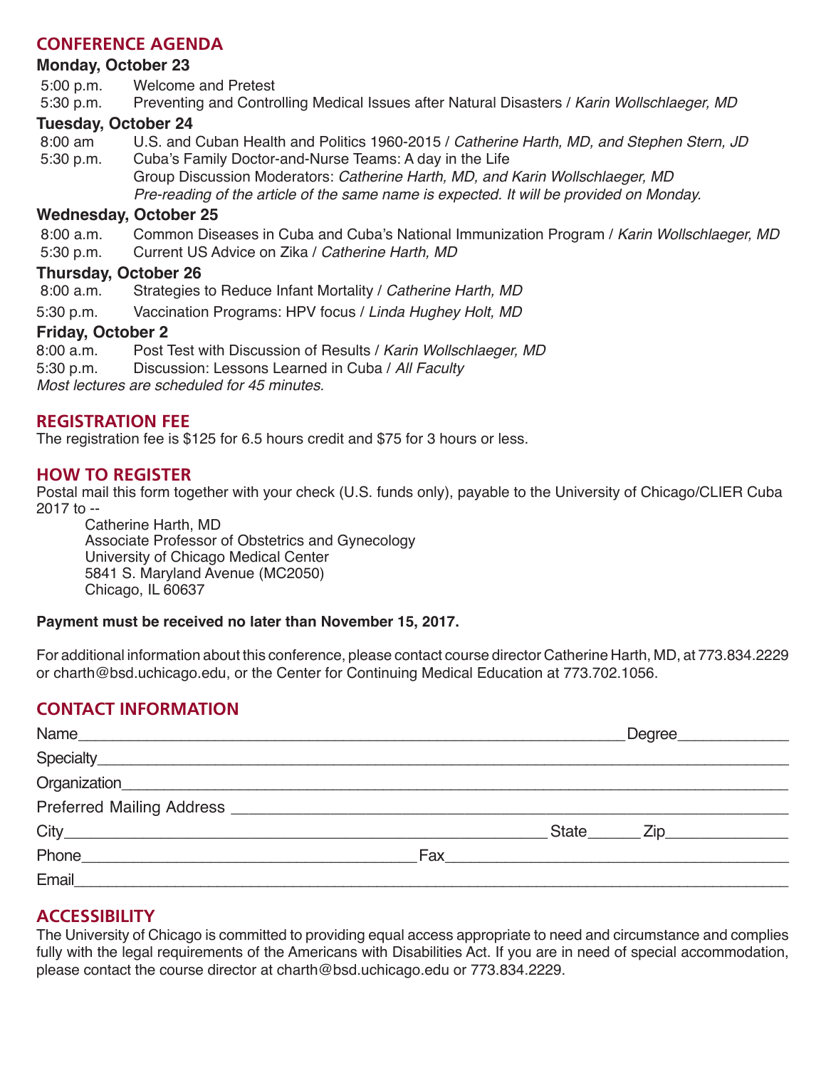## CONFERENCE AGENDA

**Monday, October 23**

5:00 p.m. Welcome and Pretest
5:30 p.m. Preventing and Controlling Medical Issues after Natural Disasters / *Karin Wollschlaeger, MD*

**Tuesday, October 24**

8:00 am U.S. and Cuban Health and Politics 1960-2015 / *Catherine Harth, MD, and Stephen Stern, JD*
5:30 p.m. Cuba's Family Doctor-and-Nurse Teams: A day in the Life
Group Discussion Moderators: *Catherine Harth, MD, and Karin Wollschlaeger, MD*
*Pre-reading of the article of the same name is expected. It will be provided on Monday.*

**Wednesday, October 25**

8:00 a.m. Common Diseases in Cuba and Cuba's National Immunization Program / *Karin Wollschlaeger, MD*
5:30 p.m. Current US Advice on Zika / *Catherine Harth, MD*

**Thursday, October 26**

8:00 a.m. Strategies to Reduce Infant Mortality / *Catherine Harth, MD*
5:30 p.m. Vaccination Programs: HPV focus / *Linda Hughey Holt, MD*

**Friday, October 2**

8:00 a.m. Post Test with Discussion of Results / *Karin Wollschlaeger, MD*
5:30 p.m. Discussion: Lessons Learned in Cuba / *All Faculty*

*Most lectures are scheduled for 45 minutes.*

## REGISTRATION FEE

The registration fee is $125 for 6.5 hours credit and $75 for 3 hours or less.

## HOW TO REGISTER

Postal mail this form together with your check (U.S. funds only), payable to the University of Chicago/CLIER Cuba 2017 to --

Catherine Harth, MD
Associate Professor of Obstetrics and Gynecology
University of Chicago Medical Center
5841 S. Maryland Avenue (MC2050)
Chicago, IL 60637

**Payment must be received no later than November 15, 2017.**

For additional information about this conference, please contact course director Catherine Harth, MD, at 773.834.2229 or charth@bsd.uchicago.edu, or the Center for Continuing Medical Education at 773.702.1056.

## CONTACT INFORMATION

Name_______________________________________________ Degree____________

Specialty______________________________________________________________

Organization___________________________________________________________

Preferred Mailing Address _______________________________________________

City_________________________________________ State______ Zip_____________

Phone_______________________________ Fax_______________________________

Email_________________________________________________________________

## ACCESSIBILITY

The University of Chicago is committed to providing equal access appropriate to need and circumstance and complies fully with the legal requirements of the Americans with Disabilities Act. If you are in need of special accommodation, please contact the course director at charth@bsd.uchicago.edu or 773.834.2229.